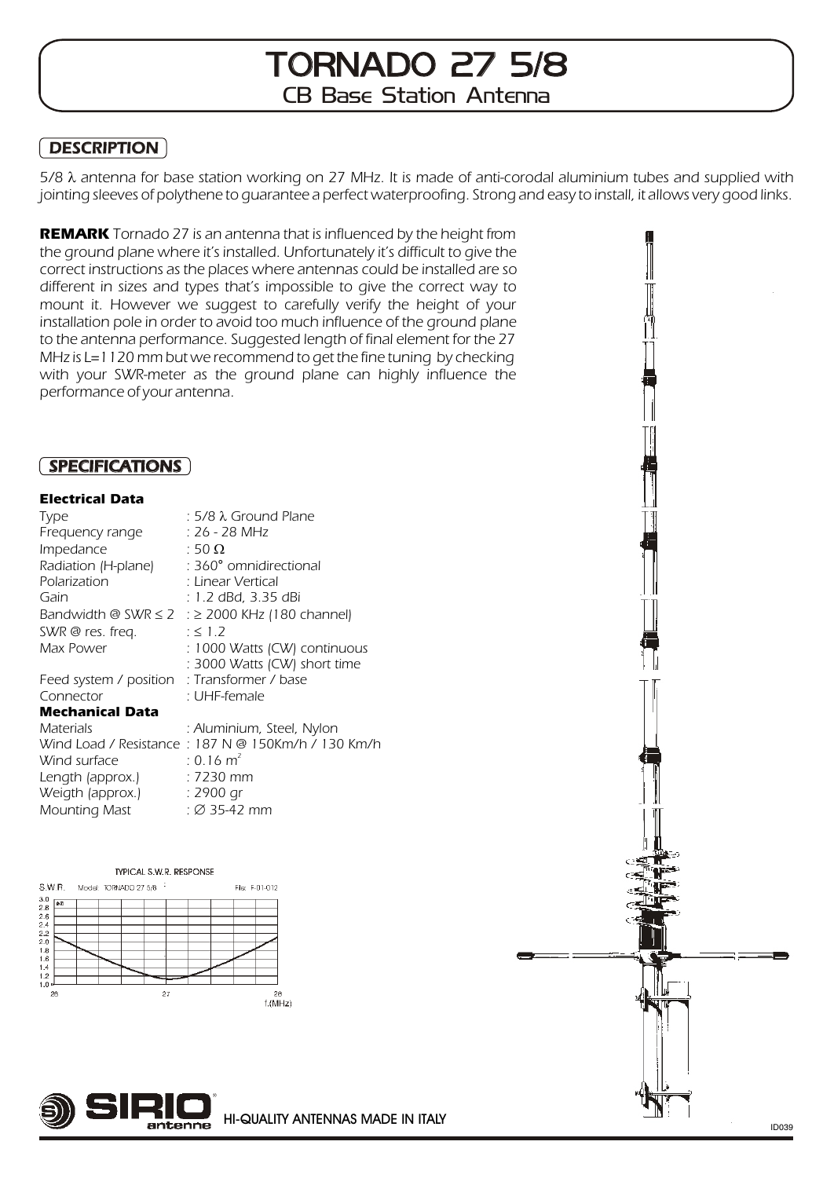# TORNADO 27 5/8

## CB Base Station Antenna

## DESCRIPTION

*5/8 λ antenna for base station working on 27 MHz. It is made of anti-corodal aluminium tubes and supplied with jointing sleeves of polythene to guarantee a perfect waterproofing. Strong and easy to install, it allows very good links.*

**REMARK** *Tornado 27 is an antenna that is influenced by the height from the ground plane where it's installed. Unfortunately it's difficult to give the correct instructions as the places where antennas could be installed are so different in sizes and types that's impossible to give the correct way to mount it. However we suggest to carefully verify the height of your installation pole in order to avoid too much influence of the ground plane to the antenna performance. Suggested length of final element for the 27 MHz is L=1120 mm but we recommend to get the fine tuning by checking with your SWR-meter as the ground plane can highly influence the performance of your antenna.*

## SPECIFICATIONS

**Electrical Data**

| | |
|---|---|
| Type | : 5/8 λ Ground Plane |
| Frequency range | : 26 - 28 MHz |
| Impedance | : 50 Ω |
| Radiation (H-plane) | : 360° omnidirectional |
| Polarization | : Linear Vertical |
| Gain | : 1.2 dBd, 3.35 dBi |
| Bandwidth @ SWR ≤ 2 | : ≥ 2000 KHz (180 channel) |
| SWR @ res. freq. | : ≤ 1.2 |
| Max Power | : 1000 Watts (CW) continuous |
| | : 3000 Watts (CW) short time |
| Feed system / position | : Transformer / base |
| Connector | : UHF-female |

**Mechanical Data**

| | |
|---|---|
| Materials | : Aluminium, Steel, Nylon |
| Wind Load / Resistance | : 187 N @ 150Km/h / 130 Km/h |
| Wind surface | : 0.16 m$^2$ |
| Length (approx.) | : 7230 mm |
| Weigth (approx.) | : 2900 gr |
| Mounting Mast | : Ø 35-42 mm |

TYPICAL S.W.R. RESPONSE

S.W.R. Model: TORNADO 27 5/8 File: F-01-012

HI-QUALITY ANTENNAS MADE IN ITALY

ID039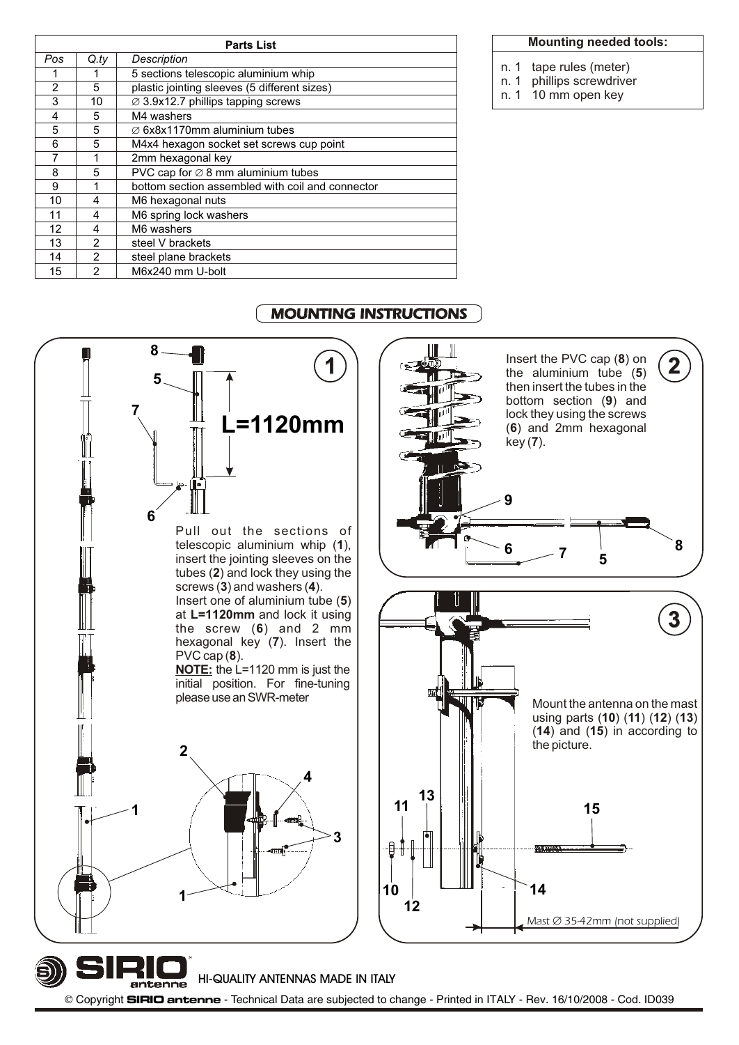| Parts List | | |
|---|---|---|
| *Pos* | *Q.ty* | *Description* |
| 1 | 1 | 5 sections telescopic aluminium whip |
| 2 | 5 | plastic jointing sleeves (5 different sizes) |
| 3 | 10 | ∅ 3.9x12.7 phillips tapping screws |
| 4 | 5 | M4 washers |
| 5 | 5 | ∅ 6x8x1170mm aluminium tubes |
| 6 | 5 | M4x4 hexagon socket set screws cup point |
| 7 | 1 | 2mm hexagonal key |
| 8 | 5 | PVC cap for ∅ 8 mm aluminium tubes |
| 9 | 1 | bottom section assembled with coil and connector |
| 10 | 4 | M6 hexagonal nuts |
| 11 | 4 | M6 spring lock washers |
| 12 | 4 | M6 washers |
| 13 | 2 | steel V brackets |
| 14 | 2 | steel plane brackets |
| 15 | 2 | M6x240 mm U-bolt |

| Mounting needed tools: |
|---|
| n. 1 tape rules (meter) |
| n. 1 phillips screwdriver |
| n. 1 10 mm open key |

## MOUNTING INSTRUCTIONS

**1**

L=1120mm

Pull out the sections of telescopic aluminium whip (**1**), insert the jointing sleeves on the tubes (**2**) and lock they using the screws (**3**) and washers (**4**).
Insert one of aluminium tube (**5**) at **L=1120mm** and lock it using the screw (**6**) and 2 mm hexagonal key (**7**). Insert the PVC cap (**8**).
**NOTE:** the L=1120 mm is just the initial position. For fine-tuning please use an SWR-meter

**2**

Insert the PVC cap (**8**) on the aluminium tube (**5**) then insert the tubes in the bottom section (**9**) and lock they using the screws (**6**) and 2mm hexagonal key (**7**).

**3**

Mount the antenna on the mast using parts (**10**) (**11**) (**12**) (**13**) (**14**) and (**15**) in according to the picture.

*Mast ∅ 35-42mm (not supplied)*

SIRIO antenne HI-QUALITY ANTENNAS MADE IN ITALY

© Copyright **SIRIO antenne** - Technical Data are subjected to change - Printed in ITALY - Rev. 16/10/2008 - Cod. ID039